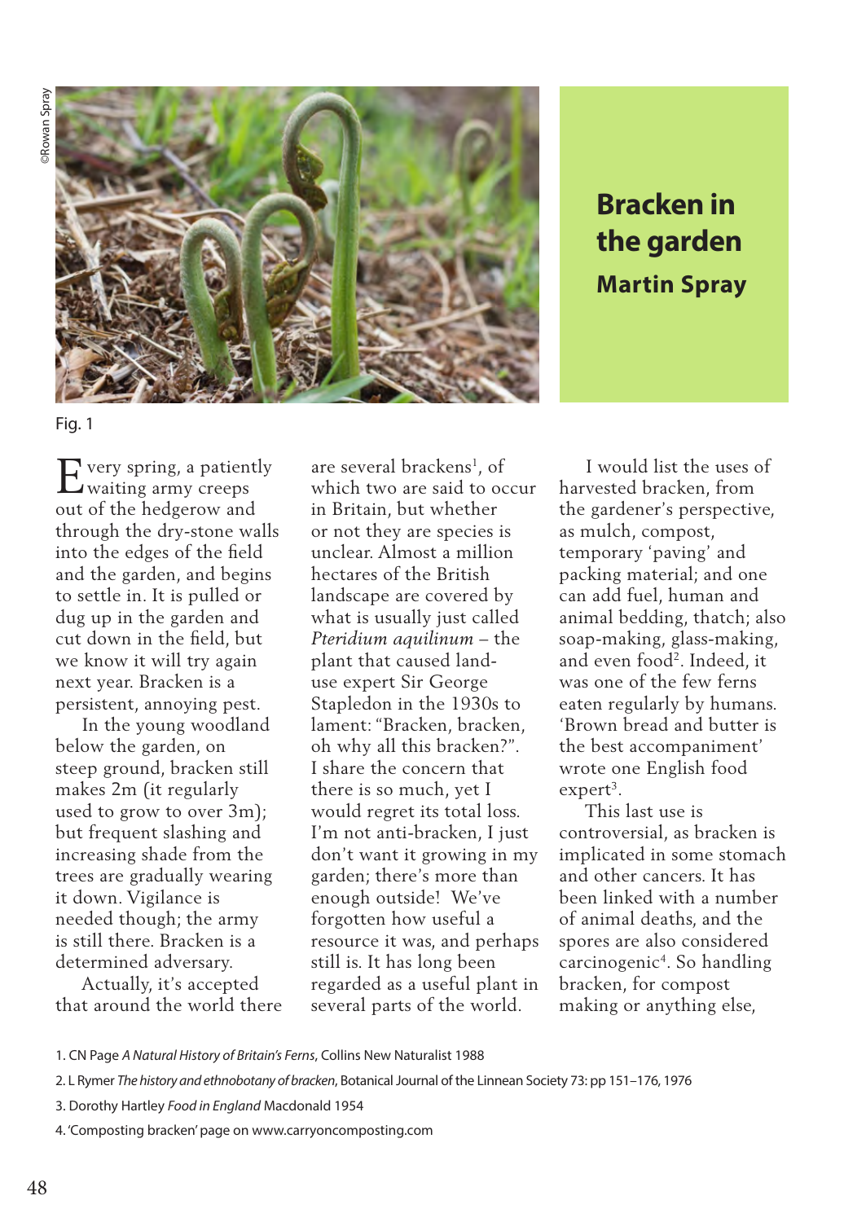©Rowan Spray

Fig. 1

# Bracken in the garden

## Martin Spray

Every spring, a patiently waiting army creeps out of the hedgerow and through the dry-stone walls into the edges of the field and the garden, and begins to settle in. It is pulled or dug up in the garden and cut down in the field, but we know it will try again next year. Bracken is a persistent, annoying pest.

In the young woodland below the garden, on steep ground, bracken still makes 2m (it regularly used to grow to over 3m); but frequent slashing and increasing shade from the trees are gradually wearing it down. Vigilance is needed though; the army is still there. Bracken is a determined adversary.

Actually, it's accepted that around the world there are several brackens[1], of which two are said to occur in Britain, but whether or not they are species is unclear. Almost a million hectares of the British landscape are covered by what is usually just called *Pteridium aquilinum* – the plant that caused land-use expert Sir George Stapledon in the 1930s to lament: "Bracken, bracken, oh why all this bracken?". I share the concern that there is so much, yet I would regret its total loss. I'm not anti-bracken, I just don't want it growing in my garden; there's more than enough outside! We've forgotten how useful a resource it was, and perhaps still is. It has long been regarded as a useful plant in several parts of the world.

I would list the uses of harvested bracken, from the gardener's perspective, as mulch, compost, temporary 'paving' and packing material; and one can add fuel, human and animal bedding, thatch; also soap-making, glass-making, and even food[2]. Indeed, it was one of the few ferns eaten regularly by humans. 'Brown bread and butter is the best accompaniment' wrote one English food expert[3].

This last use is controversial, as bracken is implicated in some stomach and other cancers. It has been linked with a number of animal deaths, and the spores are also considered carcinogenic[4]. So handling bracken, for compost making or anything else,

1. CN Page *A Natural History of Britain's Ferns*, Collins New Naturalist 1988
2. L Rymer *The history and ethnobotany of bracken*, Botanical Journal of the Linnean Society 73: pp 151–176, 1976
3. Dorothy Hartley *Food in England* Macdonald 1954
4. 'Composting bracken' page on www.carryoncomposting.com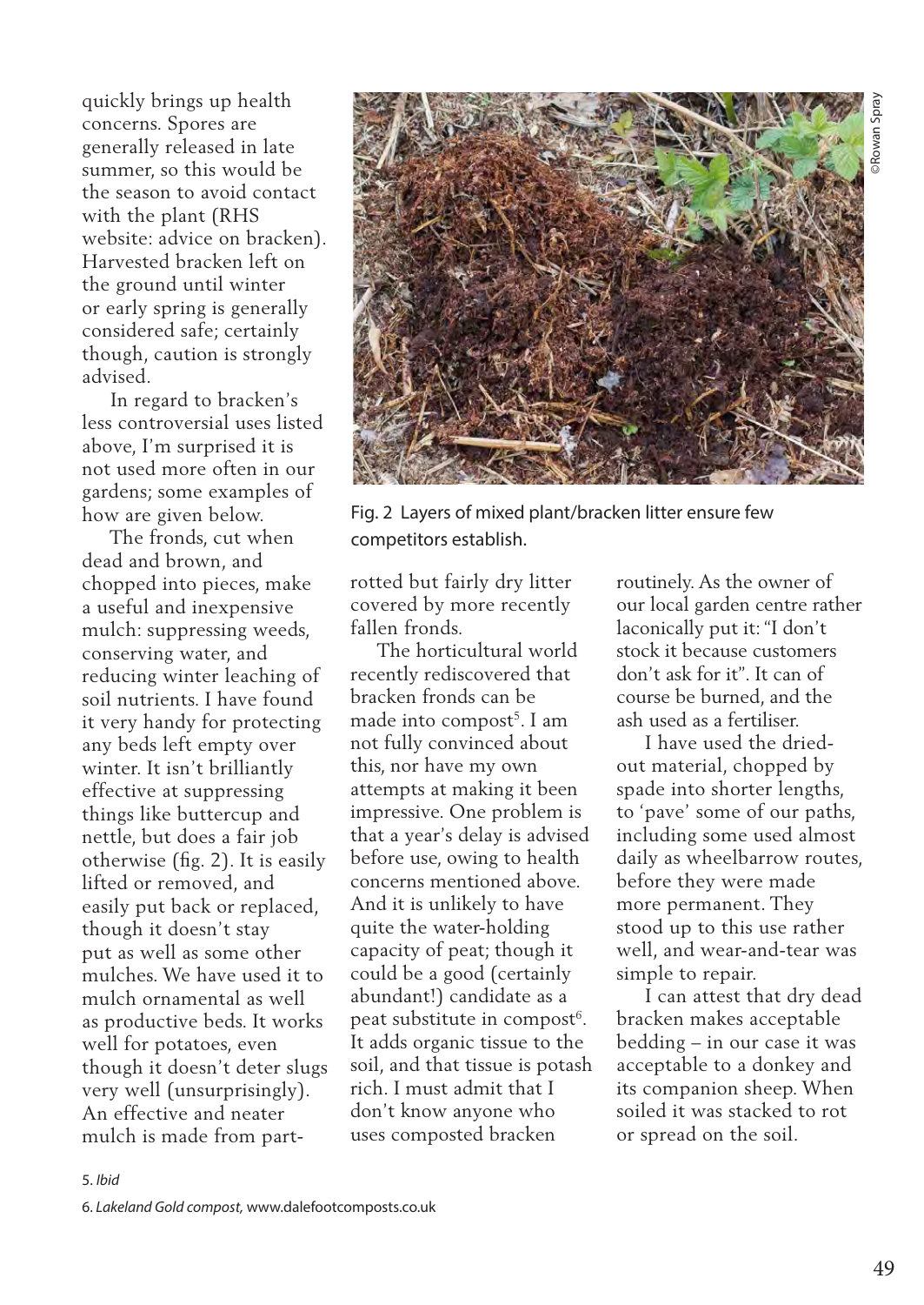quickly brings up health concerns. Spores are generally released in late summer, so this would be the season to avoid contact with the plant (RHS website: advice on bracken). Harvested bracken left on the ground until winter or early spring is generally considered safe; certainly though, caution is strongly advised.

In regard to bracken's less controversial uses listed above, I'm surprised it is not used more often in our gardens; some examples of how are given below.

The fronds, cut when dead and brown, and chopped into pieces, make a useful and inexpensive mulch: suppressing weeds, conserving water, and reducing winter leaching of soil nutrients. I have found it very handy for protecting any beds left empty over winter. It isn't brilliantly effective at suppressing things like buttercup and nettle, but does a fair job otherwise (fig. 2). It is easily lifted or removed, and easily put back or replaced, though it doesn't stay put as well as some other mulches. We have used it to mulch ornamental as well as productive beds. It works well for potatoes, even though it doesn't deter slugs very well (unsurprisingly). An effective and neater mulch is made from part-rotted but fairly dry litter covered by more recently fallen fronds.

Fig. 2 Layers of mixed plant/bracken litter ensure few competitors establish.

©Rowan Spray

The horticultural world recently rediscovered that bracken fronds can be made into compost[5]. I am not fully convinced about this, nor have my own attempts at making it been impressive. One problem is that a year's delay is advised before use, owing to health concerns mentioned above. And it is unlikely to have quite the water-holding capacity of peat; though it could be a good (certainly abundant!) candidate as a peat substitute in compost[6]. It adds organic tissue to the soil, and that tissue is potash rich. I must admit that I don't know anyone who uses composted bracken routinely. As the owner of our local garden centre rather laconically put it: "I don't stock it because customers don't ask for it". It can of course be burned, and the ash used as a fertiliser.

I have used the dried-out material, chopped by spade into shorter lengths, to 'pave' some of our paths, including some used almost daily as wheelbarrow routes, before they were made more permanent. They stood up to this use rather well, and wear-and-tear was simple to repair.

I can attest that dry dead bracken makes acceptable bedding – in our case it was acceptable to a donkey and its companion sheep. When soiled it was stacked to rot or spread on the soil.

5. *Ibid*

6. *Lakeland Gold compost,* www.dalefootcomposts.co.uk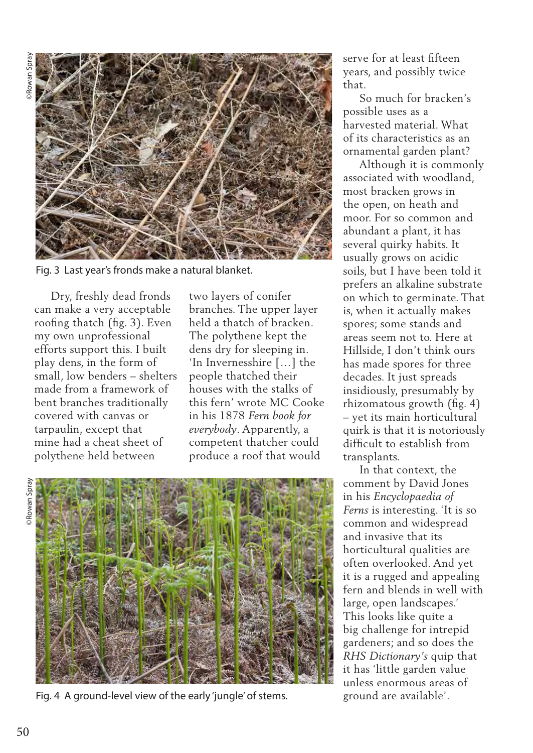Fig. 3 Last year's fronds make a natural blanket.

Dry, freshly dead fronds can make a very acceptable roofing thatch (fig. 3). Even my own unprofessional efforts support this. I built play dens, in the form of small, low benders – shelters made from a framework of bent branches traditionally covered with canvas or tarpaulin, except that mine had a cheat sheet of polythene held between two layers of conifer branches. The upper layer held a thatch of bracken. The polythene kept the dens dry for sleeping in. 'In Invernesshire […] the people thatched their houses with the stalks of this fern' wrote MC Cooke in his 1878 *Fern book for everybody*. Apparently, a competent thatcher could produce a roof that would serve for at least fifteen years, and possibly twice that.

So much for bracken's possible uses as a harvested material. What of its characteristics as an ornamental garden plant?

Although it is commonly associated with woodland, most bracken grows in the open, on heath and moor. For so common and abundant a plant, it has several quirky habits. It usually grows on acidic soils, but I have been told it prefers an alkaline substrate on which to germinate. That is, when it actually makes spores; some stands and areas seem not to. Here at Hillside, I don't think ours has made spores for three decades. It just spreads insidiously, presumably by rhizomatous growth (fig. 4) – yet its main horticultural quirk is that it is notoriously difficult to establish from transplants.

In that context, the comment by David Jones in his *Encyclopaedia of Ferns* is interesting. 'It is so common and widespread and invasive that its horticultural qualities are often overlooked. And yet it is a rugged and appealing fern and blends in well with large, open landscapes.' This looks like quite a big challenge for intrepid gardeners; and so does the *RHS Dictionary's* quip that it has 'little garden value unless enormous areas of ground are available'.

Fig. 4 A ground-level view of the early 'jungle' of stems.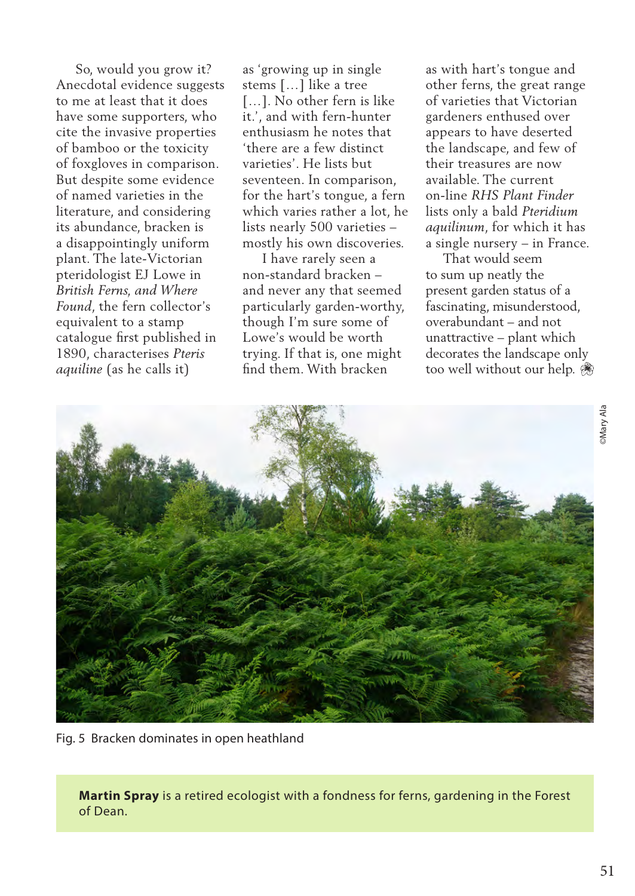So, would you grow it? Anecdotal evidence suggests to me at least that it does have some supporters, who cite the invasive properties of bamboo or the toxicity of foxgloves in comparison. But despite some evidence of named varieties in the literature, and considering its abundance, bracken is a disappointingly uniform plant. The late-Victorian pteridologist EJ Lowe in *British Ferns, and Where Found*, the fern collector's equivalent to a stamp catalogue first published in 1890, characterises *Pteris aquiline* (as he calls it) as 'growing up in single stems […] like a tree […]. No other fern is like it.', and with fern-hunter enthusiasm he notes that 'there are a few distinct varieties'. He lists but seventeen. In comparison, for the hart's tongue, a fern which varies rather a lot, he lists nearly 500 varieties – mostly his own discoveries.

I have rarely seen a non-standard bracken – and never any that seemed particularly garden-worthy, though I'm sure some of Lowe's would be worth trying. If that is, one might find them. With bracken as with hart's tongue and other ferns, the great range of varieties that Victorian gardeners enthused over appears to have deserted the landscape, and few of their treasures are now available. The current on-line *RHS Plant Finder* lists only a bald *Pteridium aquilinum*, for which it has a single nursery – in France.

That would seem to sum up neatly the present garden status of a fascinating, misunderstood, overabundant – and not unattractive – plant which decorates the landscape only too well without our help.

©Mary Ala

Fig. 5 Bracken dominates in open heathland

**Martin Spray** is a retired ecologist with a fondness for ferns, gardening in the Forest of Dean.